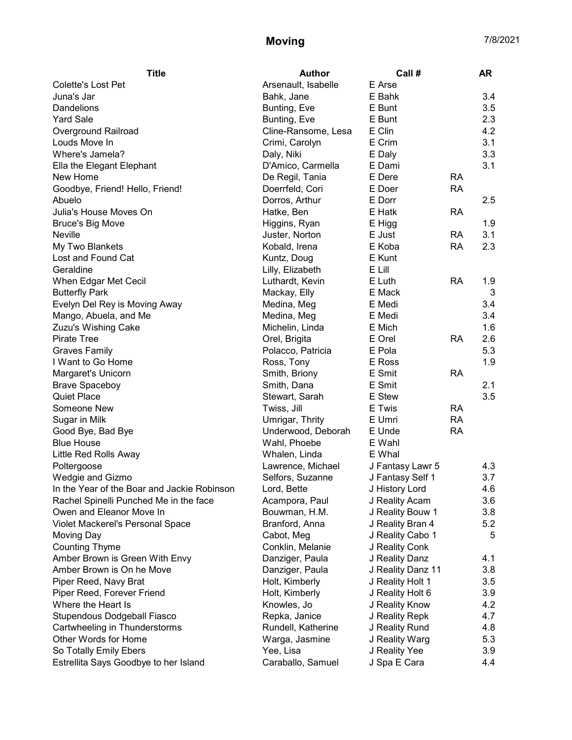# Moving

7/8/2021

| Title | Author | Call # | | AR |
|---|---|---|---|---|
| Colette's Lost Pet | Arsenault, Isabelle | E Arse | | |
| Juna's Jar | Bahk, Jane | E Bahk | | 3.4 |
| Dandelions | Bunting, Eve | E Bunt | | 3.5 |
| Yard Sale | Bunting, Eve | E Bunt | | 2.3 |
| Overground Railroad | Cline-Ransome, Lesa | E Clin | | 4.2 |
| Louds Move In | Crimi, Carolyn | E Crim | | 3.1 |
| Where's Jamela? | Daly, Niki | E Daly | | 3.3 |
| Ella the Elegant Elephant | D'Amico, Carmella | E Dami | | 3.1 |
| New Home | De Regil, Tania | E Dere | RA | |
| Goodbye, Friend! Hello, Friend! | Doerrfeld, Cori | E Doer | RA | |
| Abuelo | Dorros, Arthur | E Dorr | | 2.5 |
| Julia's House Moves On | Hatke, Ben | E Hatk | RA | |
| Bruce's Big Move | Higgins, Ryan | E Higg | | 1.9 |
| Neville | Juster, Norton | E Just | RA | 3.1 |
| My Two Blankets | Kobald, Irena | E Koba | RA | 2.3 |
| Lost and Found Cat | Kuntz, Doug | E Kunt | | |
| Geraldine | Lilly, Elizabeth | E Lill | | |
| When Edgar Met Cecil | Luthardt, Kevin | E Luth | RA | 1.9 |
| Butterfly Park | Mackay, Elly | E Mack | | 3 |
| Evelyn Del Rey is Moving Away | Medina, Meg | E Medi | | 3.4 |
| Mango, Abuela, and Me | Medina, Meg | E Medi | | 3.4 |
| Zuzu's Wishing Cake | Michelin, Linda | E Mich | | 1.6 |
| Pirate Tree | Orel, Brigita | E Orel | RA | 2.6 |
| Graves Family | Polacco, Patricia | E Pola | | 5.3 |
| I Want to Go Home | Ross, Tony | E Ross | | 1.9 |
| Margaret's Unicorn | Smith, Briony | E Smit | RA | |
| Brave Spaceboy | Smith, Dana | E Smit | | 2.1 |
| Quiet Place | Stewart, Sarah | E Stew | | 3.5 |
| Someone New | Twiss, Jill | E Twis | RA | |
| Sugar in Milk | Umrigar, Thrity | E Umri | RA | |
| Good Bye, Bad Bye | Underwood, Deborah | E Unde | RA | |
| Blue House | Wahl, Phoebe | E Wahl | | |
| Little Red Rolls Away | Whalen, Linda | E Whal | | |
| Poltergoose | Lawrence, Michael | J Fantasy Lawr 5 | | 4.3 |
| Wedgie and Gizmo | Selfors, Suzanne | J Fantasy Self 1 | | 3.7 |
| In the Year of the Boar and Jackie Robinson | Lord, Bette | J History Lord | | 4.6 |
| Rachel Spinelli Punched Me in the face | Acampora, Paul | J Reality Acam | | 3.6 |
| Owen and Eleanor Move In | Bouwman, H.M. | J Reality Bouw 1 | | 3.8 |
| Violet Mackerel's Personal Space | Branford, Anna | J Reality Bran 4 | | 5.2 |
| Moving Day | Cabot, Meg | J Reality Cabo 1 | | 5 |
| Counting Thyme | Conklin, Melanie | J Reality Conk | | |
| Amber Brown is Green With Envy | Danziger, Paula | J Reality Danz | | 4.1 |
| Amber Brown is On he Move | Danziger, Paula | J Reality Danz 11 | | 3.8 |
| Piper Reed, Navy Brat | Holt, Kimberly | J Reality Holt 1 | | 3.5 |
| Piper Reed, Forever Friend | Holt, Kimberly | J Reality Holt 6 | | 3.9 |
| Where the Heart Is | Knowles, Jo | J Reality Know | | 4.2 |
| Stupendous Dodgeball Fiasco | Repka, Janice | J Reality Repk | | 4.7 |
| Cartwheeling in Thunderstorms | Rundell, Katherine | J Reality Rund | | 4.8 |
| Other Words for Home | Warga, Jasmine | J Reality Warg | | 5.3 |
| So Totally Emily Ebers | Yee, Lisa | J Reality Yee | | 3.9 |
| Estrellita Says Goodbye to her Island | Caraballo, Samuel | J Spa E Cara | | 4.4 |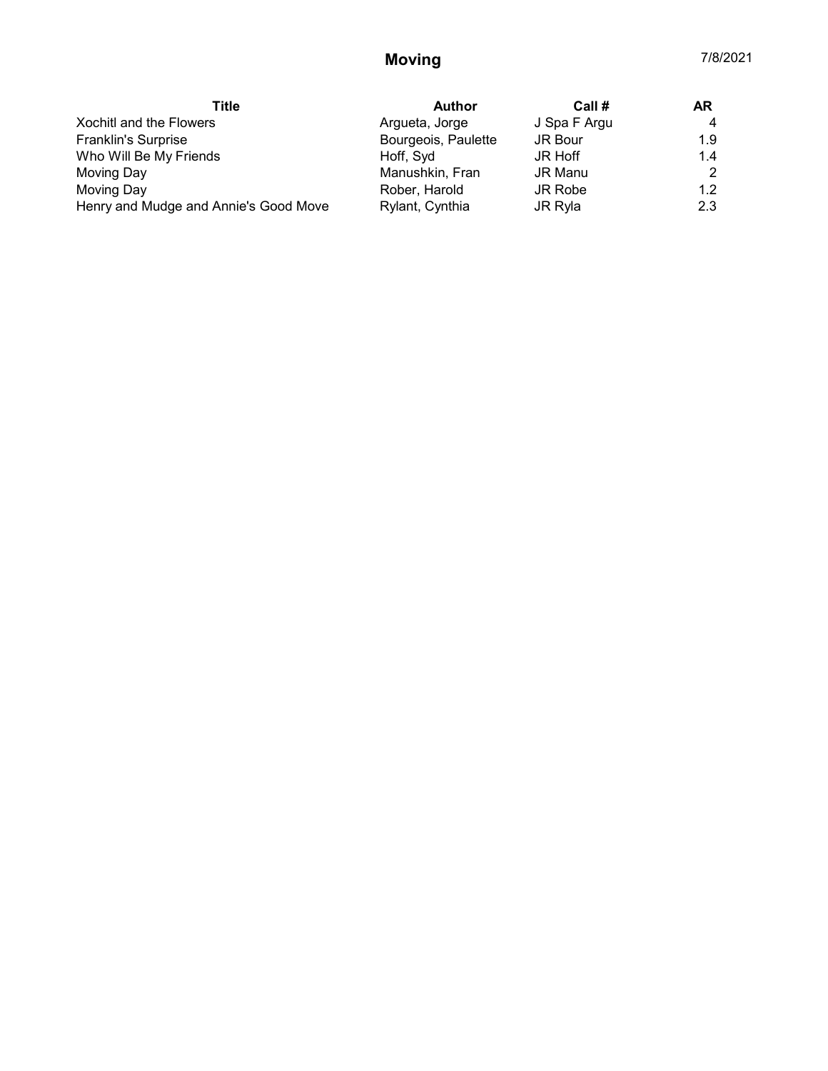# Moving

7/8/2021

| Title | Author | Call # | AR |
|---|---|---|---|
| Xochitl and the Flowers | Argueta, Jorge | J Spa F Argu | 4 |
| Franklin's Surprise | Bourgeois, Paulette | JR Bour | 1.9 |
| Who Will Be My Friends | Hoff, Syd | JR Hoff | 1.4 |
| Moving Day | Manushkin, Fran | JR Manu | 2 |
| Moving Day | Rober, Harold | JR Robe | 1.2 |
| Henry and Mudge and Annie's Good Move | Rylant, Cynthia | JR Ryla | 2.3 |